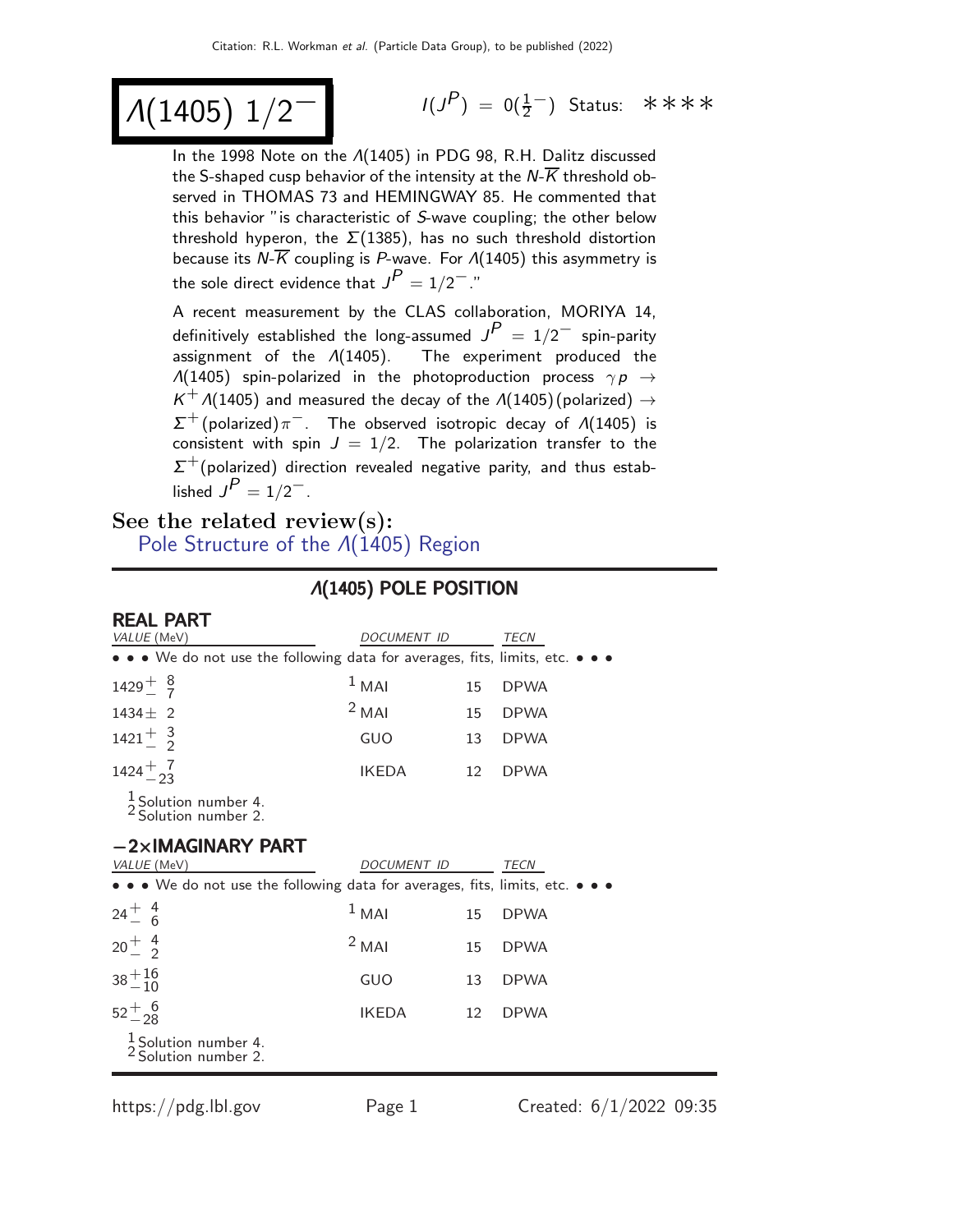# $\Lambda(1405)\ 1/2^-$

$I(J^P) = 0(\frac{1}{2}^-)$ Status: ∗∗∗∗

In the 1998 Note on the $\Lambda(1405)$ in PDG 98, R.H. Dalitz discussed the S-shaped cusp behavior of the intensity at the $N$-$\overline{K}$ threshold observed in THOMAS 73 and HEMINGWAY 85. He commented that this behavior "is characteristic of $S$-wave coupling; the other below threshold hyperon, the $\Sigma(1385)$, has no such threshold distortion because its $N$-$\overline{K}$ coupling is $P$-wave. For $\Lambda(1405)$ this asymmetry is the sole direct evidence that $J^P = 1/2^-$."

A recent measurement by the CLAS collaboration, MORIYA 14, definitively established the long-assumed $J^P = 1/2^-$ spin-parity assignment of the $\Lambda(1405)$. The experiment produced the $\Lambda(1405)$ spin-polarized in the photoproduction process $\gamma p \rightarrow K^+ \Lambda(1405)$ and measured the decay of the $\Lambda(1405)$(polarized) $\rightarrow \Sigma^+$(polarized)$\pi^-$. The observed isotropic decay of $\Lambda(1405)$ is consistent with spin $J = 1/2$. The polarization transfer to the $\Sigma^+$(polarized) direction revealed negative parity, and thus established $J^P = 1/2^-$.

**See the related review(s):**
Pole Structure of the $\Lambda(1405)$ Region

## $\Lambda(1405)$ POLE POSITION

### REAL PART

| VALUE (MeV) | DOCUMENT ID | | TECN |
|---|---|---|---|
| • • • We do not use the following data for averages, fits, limits, etc. • • • | | | |
| $1429^{+8}_{-7}$ | [1] MAI | 15 | DPWA |
| $1434 \pm 2$ | [2] MAI | 15 | DPWA |
| $1421^{+3}_{-2}$ | GUO | 13 | DPWA |
| $1424^{+7}_{-23}$ | IKEDA | 12 | DPWA |

[1] Solution number 4.
[2] Solution number 2.

### −2×IMAGINARY PART

| VALUE (MeV) | DOCUMENT ID | | TECN |
|---|---|---|---|
| • • • We do not use the following data for averages, fits, limits, etc. • • • | | | |
| $24^{+4}_{-6}$ | [1] MAI | 15 | DPWA |
| $20^{+4}_{-2}$ | [2] MAI | 15 | DPWA |
| $38^{+16}_{-10}$ | GUO | 13 | DPWA |
| $52^{+6}_{-28}$ | IKEDA | 12 | DPWA |

[1] Solution number 4.
[2] Solution number 2.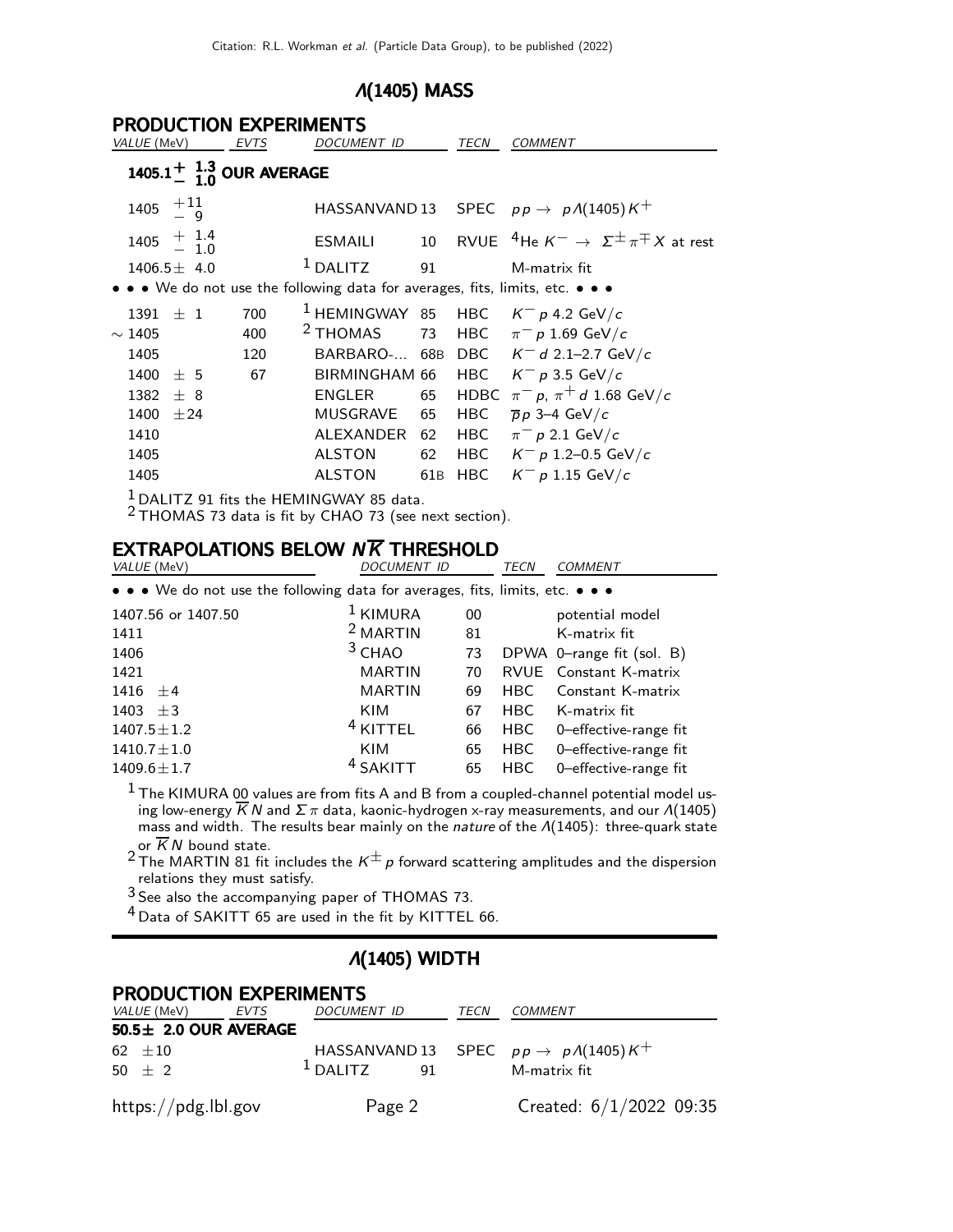## $\Lambda(1405)$ MASS

### PRODUCTION EXPERIMENTS

| VALUE (MeV) | EVTS | DOCUMENT ID | | TECN | COMMENT |
|---|---|---|---|---|---|
| **$1405.1^{+1.3}_{-1.0}$ OUR AVERAGE** | | | | | |
| $1405\ ^{+11}_{-9}$ | | HASSANVAND | 13 | SPEC | $p p \rightarrow p \Lambda(1405) K^+$ |
| $1405\ ^{+1.4}_{-1.0}$ | | ESMAILI | 10 | RVUE | $^4\text{He}\, K^- \rightarrow \Sigma^\pm \pi^\mp X$ at rest |
| $1406.5 \pm 4.0$ | | [1] DALITZ | 91 | | M-matrix fit |
| • • • We do not use the following data for averages, fits, limits, etc. • • • | | | | | |
| $1391 \pm 1$ | 700 | [1] HEMINGWAY | 85 | HBC | $K^- p$ 4.2 GeV/$c$ |
| $\sim 1405$ | 400 | [2] THOMAS | 73 | HBC | $\pi^- p$ 1.69 GeV/$c$ |
| 1405 | 120 | BARBARO-... | 68B | DBC | $K^- d$ 2.1–2.7 GeV/$c$ |
| $1400 \pm 5$ | 67 | BIRMINGHAM | 66 | HBC | $K^- p$ 3.5 GeV/$c$ |
| $1382 \pm 8$ | | ENGLER | 65 | HDBC | $\pi^- p$, $\pi^+ d$ 1.68 GeV/$c$ |
| $1400 \pm 24$ | | MUSGRAVE | 65 | HBC | $\overline{p} p$ 3–4 GeV/$c$ |
| 1410 | | ALEXANDER | 62 | HBC | $\pi^- p$ 2.1 GeV/$c$ |
| 1405 | | ALSTON | 62 | HBC | $K^- p$ 1.2–0.5 GeV/$c$ |
| 1405 | | ALSTON | 61B | HBC | $K^- p$ 1.15 GeV/$c$ |

[1] DALITZ 91 fits the HEMINGWAY 85 data.
[2] THOMAS 73 data is fit by CHAO 73 (see next section).

### EXTRAPOLATIONS BELOW $N\overline{K}$ THRESHOLD

| VALUE (MeV) | DOCUMENT ID | | TECN | COMMENT |
|---|---|---|---|---|
| • • • We do not use the following data for averages, fits, limits, etc. • • • | | | | |
| 1407.56 or 1407.50 | [1] KIMURA | 00 | | potential model |
| 1411 | [2] MARTIN | 81 | | K-matrix fit |
| 1406 | [3] CHAO | 73 | DPWA | 0–range fit (sol. B) |
| 1421 | MARTIN | 70 | RVUE | Constant K-matrix |
| $1416 \pm 4$ | MARTIN | 69 | HBC | Constant K-matrix |
| $1403 \pm 3$ | KIM | 67 | HBC | K-matrix fit |
| $1407.5 \pm 1.2$ | [4] KITTEL | 66 | HBC | 0–effective-range fit |
| $1410.7 \pm 1.0$ | KIM | 65 | HBC | 0–effective-range fit |
| $1409.6 \pm 1.7$ | [4] SAKITT | 65 | HBC | 0–effective-range fit |

[1] The KIMURA 00 values are from fits A and B from a coupled-channel potential model using low-energy $\overline{K} N$ and $\Sigma \pi$ data, kaonic-hydrogen x-ray measurements, and our $\Lambda(1405)$ mass and width. The results bear mainly on the *nature* of the $\Lambda(1405)$: three-quark state or $\overline{K} N$ bound state.
[2] The MARTIN 81 fit includes the $K^\pm p$ forward scattering amplitudes and the dispersion relations they must satisfy.
[3] See also the accompanying paper of THOMAS 73.
[4] Data of SAKITT 65 are used in the fit by KITTEL 66.

## $\Lambda(1405)$ WIDTH

### PRODUCTION EXPERIMENTS

| VALUE (MeV) | EVTS | DOCUMENT ID | | TECN | COMMENT |
|---|---|---|---|---|---|
| **$50.5 \pm 2.0$ OUR AVERAGE** | | | | | |
| $62 \pm 10$ | | HASSANVAND | 13 | SPEC | $p p \rightarrow p \Lambda(1405) K^+$ |
| $50 \pm 2$ | | [1] DALITZ | 91 | | M-matrix fit |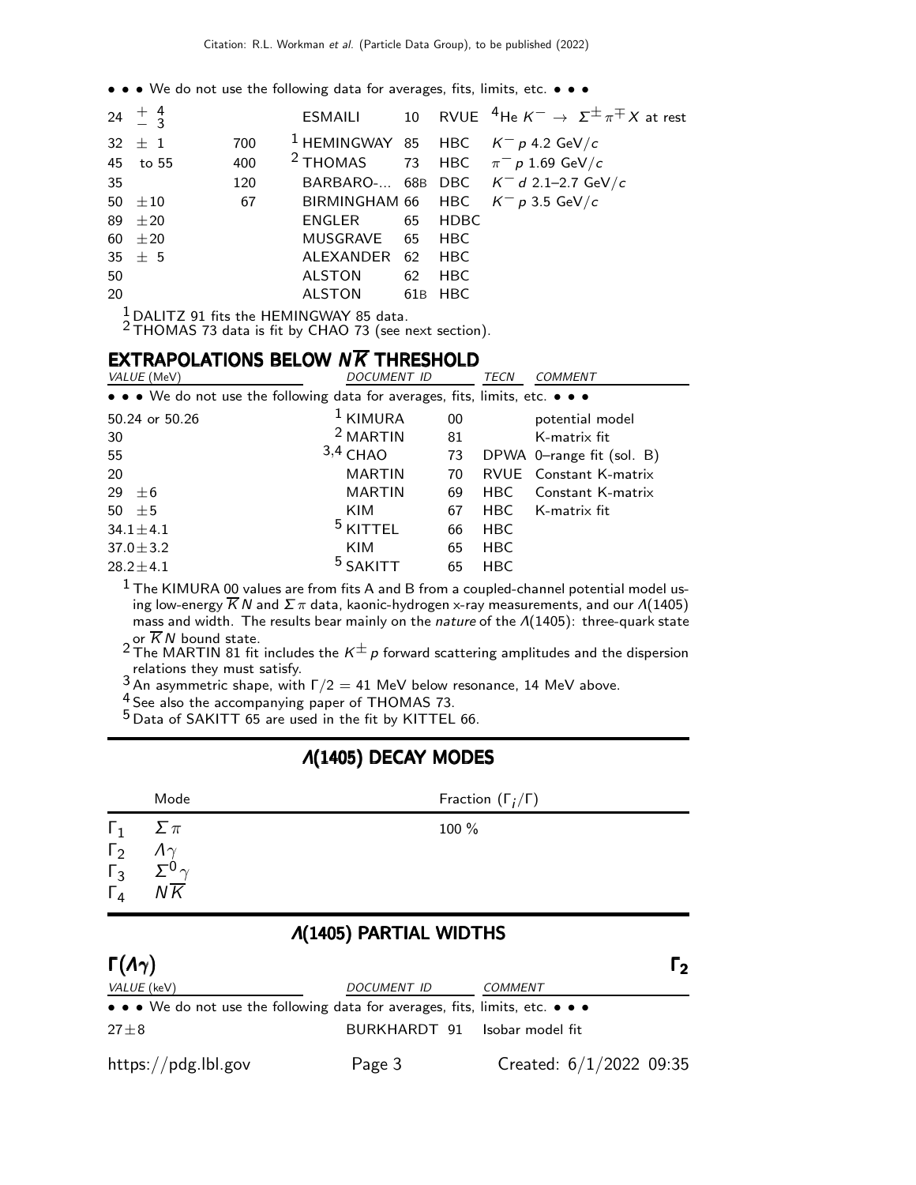• • • We do not use the following data for averages, fits, limits, etc. • • •

| VALUE (MeV) | EVTS | DOCUMENT ID | | TECN | COMMENT |
|---|---|---|---|---|---|
| $24 \ {}^{+4}_{-3}$ | | ESMAILI | 10 | RVUE | $^4$He $K^- \rightarrow \Sigma^\pm \pi^\mp X$ at rest |
| $32 \pm 1$ | 700 | [1] HEMINGWAY | 85 | HBC | $K^- p$ 4.2 GeV/$c$ |
| 45 to 55 | 400 | [2] THOMAS | 73 | HBC | $\pi^- p$ 1.69 GeV/$c$ |
| 35 | 120 | BARBARO-... | 68B | DBC | $K^- d$ 2.1–2.7 GeV/$c$ |
| $50 \pm 10$ | 67 | BIRMINGHAM | 66 | HBC | $K^- p$ 3.5 GeV/$c$ |
| $89 \pm 20$ | | ENGLER | 65 | HDBC | |
| $60 \pm 20$ | | MUSGRAVE | 65 | HBC | |
| $35 \pm 5$ | | ALEXANDER | 62 | HBC | |
| 50 | | ALSTON | 62 | HBC | |
| 20 | | ALSTON | 61B | HBC | |

[1] DALITZ 91 fits the HEMINGWAY 85 data.
[2] THOMAS 73 data is fit by CHAO 73 (see next section).

## EXTRAPOLATIONS BELOW $N\overline{K}$ THRESHOLD

| VALUE (MeV) | DOCUMENT ID | | TECN | COMMENT |
|---|---|---|---|---|
| • • • We do not use the following data for averages, fits, limits, etc. • • • | | | | |
| 50.24 or 50.26 | [1] KIMURA | 00 | | potential model |
| 30 | [2] MARTIN | 81 | | K-matrix fit |
| 55 | [3,4] CHAO | 73 | DPWA | 0–range fit (sol. B) |
| 20 | MARTIN | 70 | RVUE | Constant K-matrix |
| $29 \pm 6$ | MARTIN | 69 | HBC | Constant K-matrix |
| $50 \pm 5$ | KIM | 67 | HBC | K-matrix fit |
| $34.1 \pm 4.1$ | [5] KITTEL | 66 | HBC | |
| $37.0 \pm 3.2$ | KIM | 65 | HBC | |
| $28.2 \pm 4.1$ | [5] SAKITT | 65 | HBC | |

[1] The KIMURA 00 values are from fits A and B from a coupled-channel potential model using low-energy $\overline{K}N$ and $\Sigma\pi$ data, kaonic-hydrogen x-ray measurements, and our $\Lambda(1405)$ mass and width. The results bear mainly on the *nature* of the $\Lambda(1405)$: three-quark state or $\overline{K}N$ bound state.
[2] The MARTIN 81 fit includes the $K^\pm p$ forward scattering amplitudes and the dispersion relations they must satisfy.
[3] An asymmetric shape, with $\Gamma/2 = 41$ MeV below resonance, 14 MeV above.
[4] See also the accompanying paper of THOMAS 73.
[5] Data of SAKITT 65 are used in the fit by KITTEL 66.

## $\Lambda(1405)$ DECAY MODES

| | Mode | Fraction ($\Gamma_i/\Gamma$) |
|---|---|---|
| $\Gamma_1$ | $\Sigma\pi$ | 100 % |
| $\Gamma_2$ | $\Lambda\gamma$ | |
| $\Gamma_3$ | $\Sigma^0\gamma$ | |
| $\Gamma_4$ | $N\overline{K}$ | |

## $\Lambda(1405)$ PARTIAL WIDTHS

### $\Gamma(\Lambda\gamma)$ $\qquad\qquad$ $\Gamma_2$

| VALUE (keV) | DOCUMENT ID | | COMMENT |
|---|---|---|---|
| • • • We do not use the following data for averages, fits, limits, etc. • • • | | | |
| $27 \pm 8$ | BURKHARDT | 91 | Isobar model fit |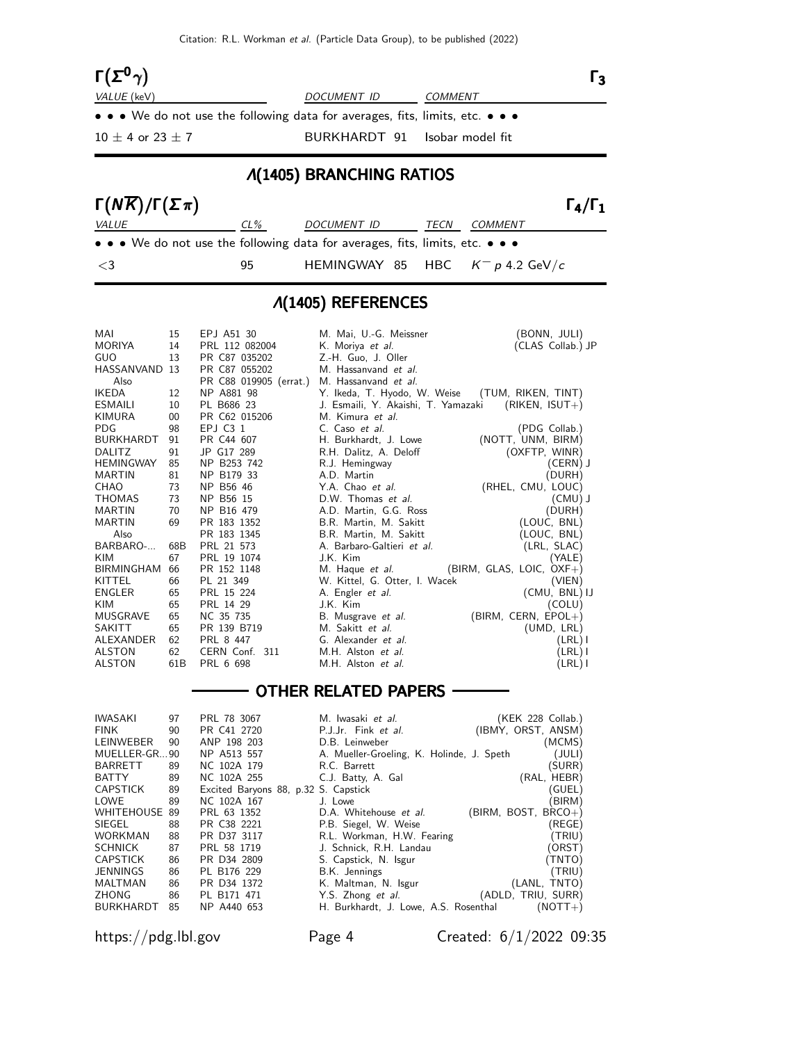### $\Gamma(\Sigma^0\gamma)$ $\Gamma_3$

| VALUE (keV) | DOCUMENT ID | COMMENT |
|---|---|---|
| • • • We do not use the following data for averages, fits, limits, etc. • • • | | |
| $10 \pm 4$ or $23 \pm 7$ | BURKHARDT 91 | Isobar model fit |

## Λ(1405) BRANCHING RATIOS

### $\Gamma(N\overline{K})/\Gamma(\Sigma\pi)$ $\Gamma_4/\Gamma_1$

| VALUE | CL% | DOCUMENT ID | TECN | COMMENT |
|---|---|---|---|---|
| • • • We do not use the following data for averages, fits, limits, etc. • • • | | | | |
| <3 | 95 | HEMINGWAY 85 | HBC | $K^- p$ 4.2 GeV/$c$ |

## Λ(1405) REFERENCES

| | | | | |
|---|---|---|---|---|
| MAI | 15 | EPJ A51 30 | M. Mai, U.-G. Meissner | (BONN, JULI) |
| MORIYA | 14 | PRL 112 082004 | K. Moriya *et al.* | (CLAS Collab.) JP |
| GUO | 13 | PR C87 035202 | Z.-H. Guo, J. Oller | |
| HASSANVAND | 13 | PR C87 055202 | M. Hassanvand *et al.* | |
| Also | | PR C88 019905 (errat.) | M. Hassanvand *et al.* | |
| IKEDA | 12 | NP A881 98 | Y. Ikeda, T. Hyodo, W. Weise | (TUM, RIKEN, TINT) |
| ESMAILI | 10 | PL B686 23 | J. Esmaili, Y. Akaishi, T. Yamazaki | (RIKEN, ISUT+) |
| KIMURA | 00 | PR C62 015206 | M. Kimura *et al.* | |
| PDG | 98 | EPJ C3 1 | C. Caso *et al.* | (PDG Collab.) |
| BURKHARDT | 91 | PR C44 607 | H. Burkhardt, J. Lowe | (NOTT, UNM, BIRM) |
| DALITZ | 91 | JP G17 289 | R.H. Dalitz, A. Deloff | (OXFTP, WINR) |
| HEMINGWAY | 85 | NP B253 742 | R.J. Hemingway | (CERN) J |
| MARTIN | 81 | NP B179 33 | A.D. Martin | (DURH) |
| CHAO | 73 | NP B56 46 | Y.A. Chao *et al.* | (RHEL, CMU, LOUC) |
| THOMAS | 73 | NP B56 15 | D.W. Thomas *et al.* | (CMU) J |
| MARTIN | 70 | NP B16 479 | A.D. Martin, G.G. Ross | (DURH) |
| MARTIN | 69 | PR 183 1352 | B.R. Martin, M. Sakitt | (LOUC, BNL) |
| Also | | PR 183 1345 | B.R. Martin, M. Sakitt | (LOUC, BNL) |
| BARBARO-... | 68B | PRL 21 573 | A. Barbaro-Galtieri *et al.* | (LRL, SLAC) |
| KIM | 67 | PRL 19 1074 | J.K. Kim | (YALE) |
| BIRMINGHAM | 66 | PR 152 1148 | M. Haque *et al.* | (BIRM, GLAS, LOIC, OXF+) |
| KITTEL | 66 | PL 21 349 | W. Kittel, G. Otter, I. Wacek | (VIEN) |
| ENGLER | 65 | PRL 15 224 | A. Engler *et al.* | (CMU, BNL) IJ |
| KIM | 65 | PRL 14 29 | J.K. Kim | (COLU) |
| MUSGRAVE | 65 | NC 35 735 | B. Musgrave *et al.* | (BIRM, CERN, EPOL+) |
| SAKITT | 65 | PR 139 B719 | M. Sakitt *et al.* | (UMD, LRL) |
| ALEXANDER | 62 | PRL 8 447 | G. Alexander *et al.* | (LRL) I |
| ALSTON | 62 | CERN Conf. 311 | M.H. Alston *et al.* | (LRL) I |
| ALSTON | 61B | PRL 6 698 | M.H. Alston *et al.* | (LRL) I |

## OTHER RELATED PAPERS

| | | | | |
|---|---|---|---|---|
| IWASAKI | 97 | PRL 78 3067 | M. Iwasaki *et al.* | (KEK 228 Collab.) |
| FINK | 90 | PR C41 2720 | P.J.Jr. Fink *et al.* | (IBMY, ORST, ANSM) |
| LEINWEBER | 90 | ANP 198 203 | D.B. Leinweber | (MCMS) |
| MUELLER-GR...90 | | NP A513 557 | A. Mueller-Groeling, K. Holinde, J. Speth | (JULI) |
| BARRETT | 89 | NC 102A 179 | R.C. Barrett | (SURR) |
| BATTY | 89 | NC 102A 255 | C.J. Batty, A. Gal | (RAL, HEBR) |
| CAPSTICK | 89 | Excited Baryons 88, p.32 | S. Capstick | (GUEL) |
| LOWE | 89 | NC 102A 167 | J. Lowe | (BIRM) |
| WHITEHOUSE | 89 | PRL 63 1352 | D.A. Whitehouse *et al.* | (BIRM, BOST, BRCO+) |
| SIEGEL | 88 | PR C38 2221 | P.B. Siegel, W. Weise | (REGE) |
| WORKMAN | 88 | PR D37 3117 | R.L. Workman, H.W. Fearing | (TRIU) |
| SCHNICK | 87 | PRL 58 1719 | J. Schnick, R.H. Landau | (ORST) |
| CAPSTICK | 86 | PR D34 2809 | S. Capstick, N. Isgur | (TNTO) |
| JENNINGS | 86 | PL B176 229 | B.K. Jennings | (TRIU) |
| MALTMAN | 86 | PR D34 1372 | K. Maltman, N. Isgur | (LANL, TNTO) |
| ZHONG | 86 | PL B171 471 | Y.S. Zhong *et al.* | (ADLD, TRIU, SURR) |
| BURKHARDT | 85 | NP A440 653 | H. Burkhardt, J. Lowe, A.S. Rosenthal | (NOTT+) |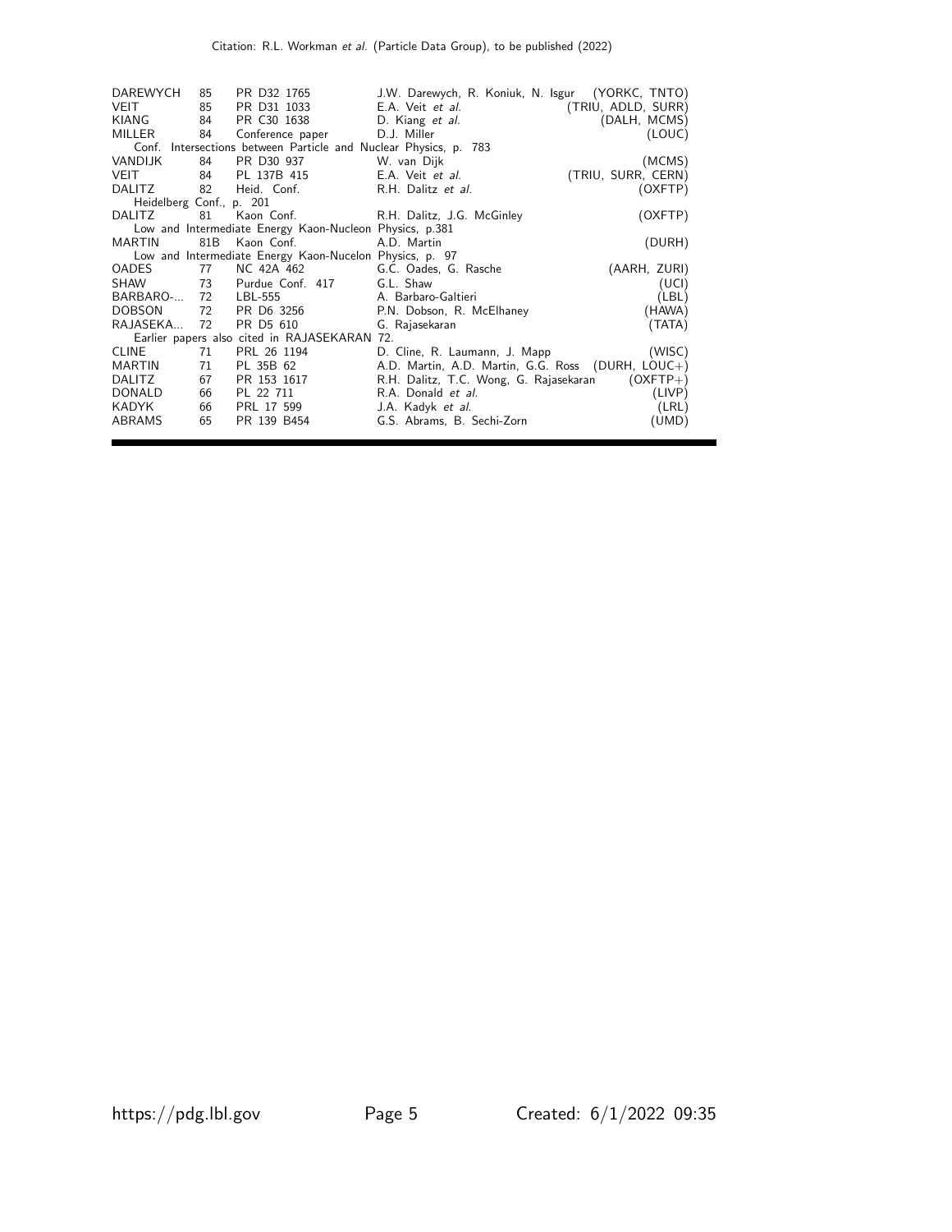| | | | | |
|---|---|---|---|---|
| DAREWYCH | 85 | PR D32 1765 | J.W. Darewych, R. Koniuk, N. Isgur | (YORKC, TNTO) |
| VEIT | 85 | PR D31 1033 | E.A. Veit *et al.* | (TRIU, ADLD, SURR) |
| KIANG | 84 | PR C30 1638 | D. Kiang *et al.* | (DALH, MCMS) |
| MILLER | 84 | Conference paper | D.J. Miller | (LOUC) |
| Conf. Intersections between Particle and Nuclear Physics, p. 783 | | | | |
| VANDIJK | 84 | PR D30 937 | W. van Dijk | (MCMS) |
| VEIT | 84 | PL 137B 415 | E.A. Veit *et al.* | (TRIU, SURR, CERN) |
| DALITZ | 82 | Heid. Conf. | R.H. Dalitz *et al.* | (OXFTP) |
| Heidelberg Conf., p. 201 | | | | |
| DALITZ | 81 | Kaon Conf. | R.H. Dalitz, J.G. McGinley | (OXFTP) |
| Low and Intermediate Energy Kaon-Nucleon Physics, p.381 | | | | |
| MARTIN | 81B | Kaon Conf. | A.D. Martin | (DURH) |
| Low and Intermediate Energy Kaon-Nucelon Physics, p. 97 | | | | |
| OADES | 77 | NC 42A 462 | G.C. Oades, G. Rasche | (AARH, ZURI) |
| SHAW | 73 | Purdue Conf. 417 | G.L. Shaw | (UCI) |
| BARBARO-... | 72 | LBL-555 | A. Barbaro-Galtieri | (LBL) |
| DOBSON | 72 | PR D6 3256 | P.N. Dobson, R. McElhaney | (HAWA) |
| RAJASEKA... | 72 | PR D5 610 | G. Rajasekaran | (TATA) |
| Earlier papers also cited in RAJASEKARAN 72. | | | | |
| CLINE | 71 | PRL 26 1194 | D. Cline, R. Laumann, J. Mapp | (WISC) |
| MARTIN | 71 | PL 35B 62 | A.D. Martin, A.D. Martin, G.G. Ross | (DURH, LOUC+) |
| DALITZ | 67 | PR 153 1617 | R.H. Dalitz, T.C. Wong, G. Rajasekaran | (OXFTP+) |
| DONALD | 66 | PL 22 711 | R.A. Donald *et al.* | (LIVP) |
| KADYK | 66 | PRL 17 599 | J.A. Kadyk *et al.* | (LRL) |
| ABRAMS | 65 | PR 139 B454 | G.S. Abrams, B. Sechi-Zorn | (UMD) |